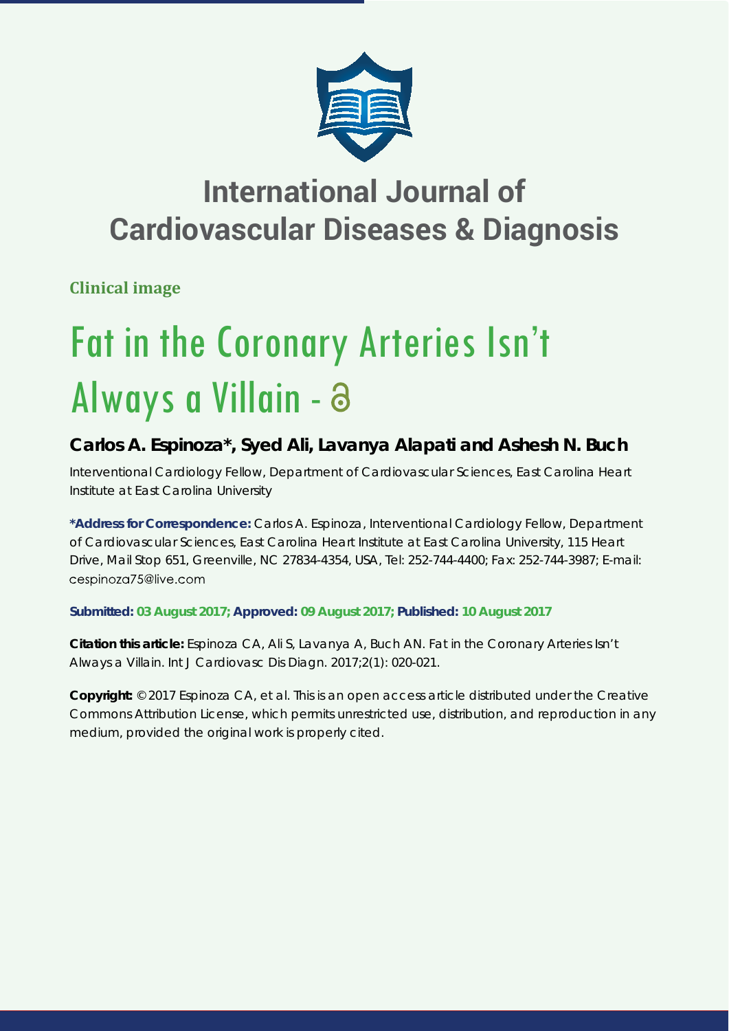# International Journal of Cardiovascular Diseases & Diagnosis

**Clinical image**

# Fat in the Coronary Arteries Isn't Always a Villain -

## Carlos A. Espinoza*, Syed Ali, Lavanya Alapati and Ashesh N. Buch

Interventional Cardiology Fellow, Department of Cardiovascular Sciences, East Carolina Heart Institute at East Carolina University

**\*Address for Correspondence:** Carlos A. Espinoza, Interventional Cardiology Fellow, Department of Cardiovascular Sciences, East Carolina Heart Institute at East Carolina University, 115 Heart Drive, Mail Stop 651, Greenville, NC 27834-4354, USA, Tel: 252-744-4400; Fax: 252-744-3987; E-mail: cespinoza75@live.com

**Submitted: 03 August 2017; Approved: 09 August 2017; Published: 10 August 2017**

**Citation this article:** Espinoza CA, Ali S, Lavanya A, Buch AN. Fat in the Coronary Arteries Isn't Always a Villain. Int J Cardiovasc Dis Diagn. 2017;2(1): 020-021.

**Copyright:** © 2017 Espinoza CA, et al. This is an open access article distributed under the Creative Commons Attribution License, which permits unrestricted use, distribution, and reproduction in any medium, provided the original work is properly cited.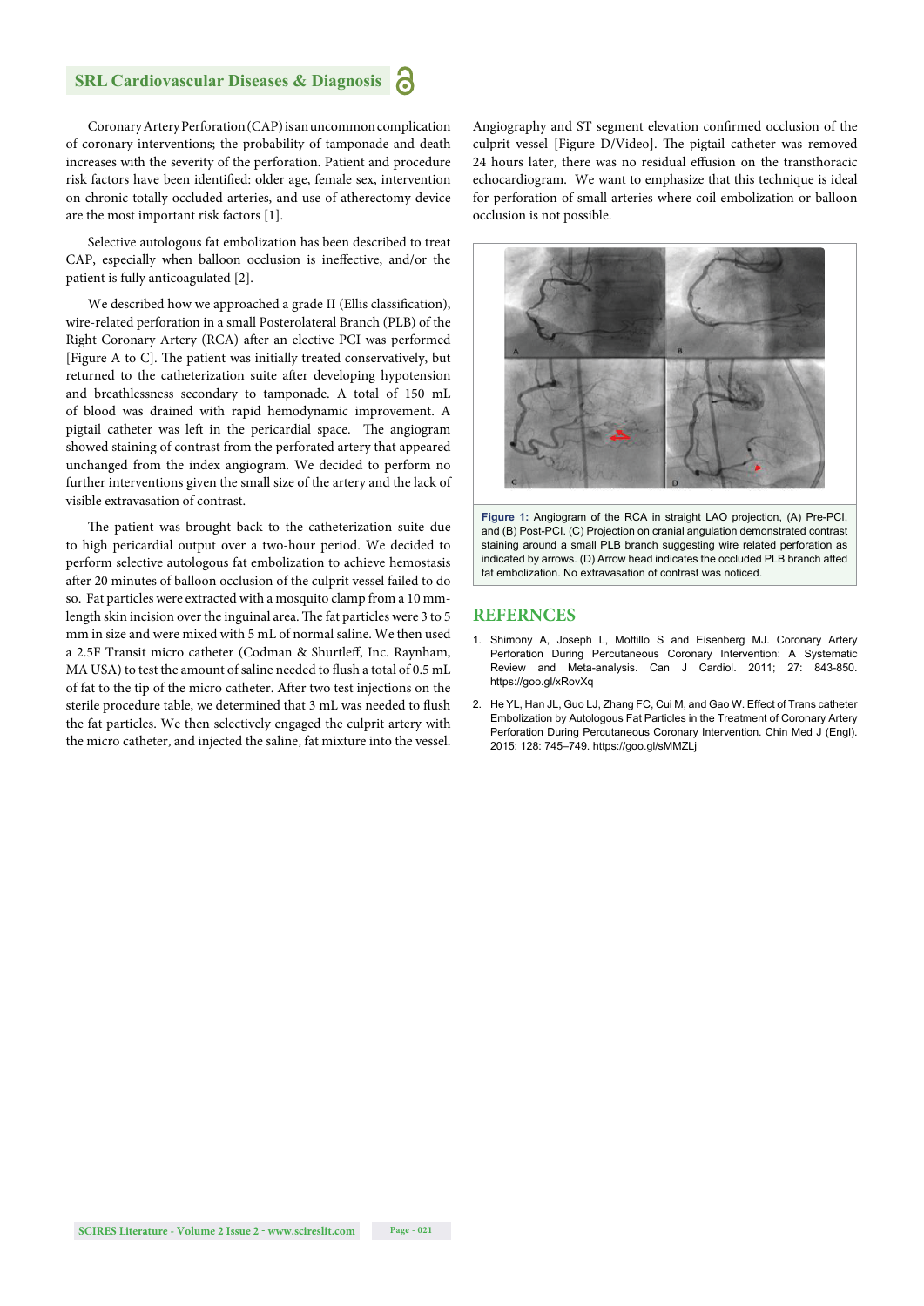Coronary Artery Perforation (CAP) is an uncommon complication of coronary interventions; the probability of tamponade and death increases with the severity of the perforation. Patient and procedure risk factors have been identified: older age, female sex, intervention on chronic totally occluded arteries, and use of atherectomy device are the most important risk factors [1].

Selective autologous fat embolization has been described to treat CAP, especially when balloon occlusion is ineffective, and/or the patient is fully anticoagulated [2].

We described how we approached a grade II (Ellis classification), wire-related perforation in a small Posterolateral Branch (PLB) of the Right Coronary Artery (RCA) after an elective PCI was performed [Figure A to C]. The patient was initially treated conservatively, but returned to the catheterization suite after developing hypotension and breathlessness secondary to tamponade. A total of 150 mL of blood was drained with rapid hemodynamic improvement. A pigtail catheter was left in the pericardial space. The angiogram showed staining of contrast from the perforated artery that appeared unchanged from the index angiogram. We decided to perform no further interventions given the small size of the artery and the lack of visible extravasation of contrast.

The patient was brought back to the catheterization suite due to high pericardial output over a two-hour period. We decided to perform selective autologous fat embolization to achieve hemostasis after 20 minutes of balloon occlusion of the culprit vessel failed to do so. Fat particles were extracted with a mosquito clamp from a 10 mm-length skin incision over the inguinal area. The fat particles were 3 to 5 mm in size and were mixed with 5 mL of normal saline. We then used a 2.5F Transit micro catheter (Codman & Shurtleff, Inc. Raynham, MA USA) to test the amount of saline needed to flush a total of 0.5 mL of fat to the tip of the micro catheter. After two test injections on the sterile procedure table, we determined that 3 mL was needed to flush the fat particles. We then selectively engaged the culprit artery with the micro catheter, and injected the saline, fat mixture into the vessel. Angiography and ST segment elevation confirmed occlusion of the culprit vessel [Figure D/Video]. The pigtail catheter was removed 24 hours later, there was no residual effusion on the transthoracic echocardiogram. We want to emphasize that this technique is ideal for perforation of small arteries where coil embolization or balloon occlusion is not possible.

**Figure 1:** Angiogram of the RCA in straight LAO projection, (A) Pre-PCI, and (B) Post-PCI. (C) Projection on cranial angulation demonstrated contrast staining around a small PLB branch suggesting wire related perforation as indicated by arrows. (D) Arrow head indicates the occluded PLB branch afted fat embolization. No extravasation of contrast was noticed.

## REFERNCES

1. Shimony A, Joseph L, Mottillo S and Eisenberg MJ. Coronary Artery Perforation During Percutaneous Coronary Intervention: A Systematic Review and Meta-analysis. Can J Cardiol. 2011; 27: 843-850. https://goo.gl/xRovXq
2. He YL, Han JL, Guo LJ, Zhang FC, Cui M, and Gao W. Effect of Trans catheter Embolization by Autologous Fat Particles in the Treatment of Coronary Artery Perforation During Percutaneous Coronary Intervention. Chin Med J (Engl). 2015; 128: 745–749. https://goo.gl/sMMZLj